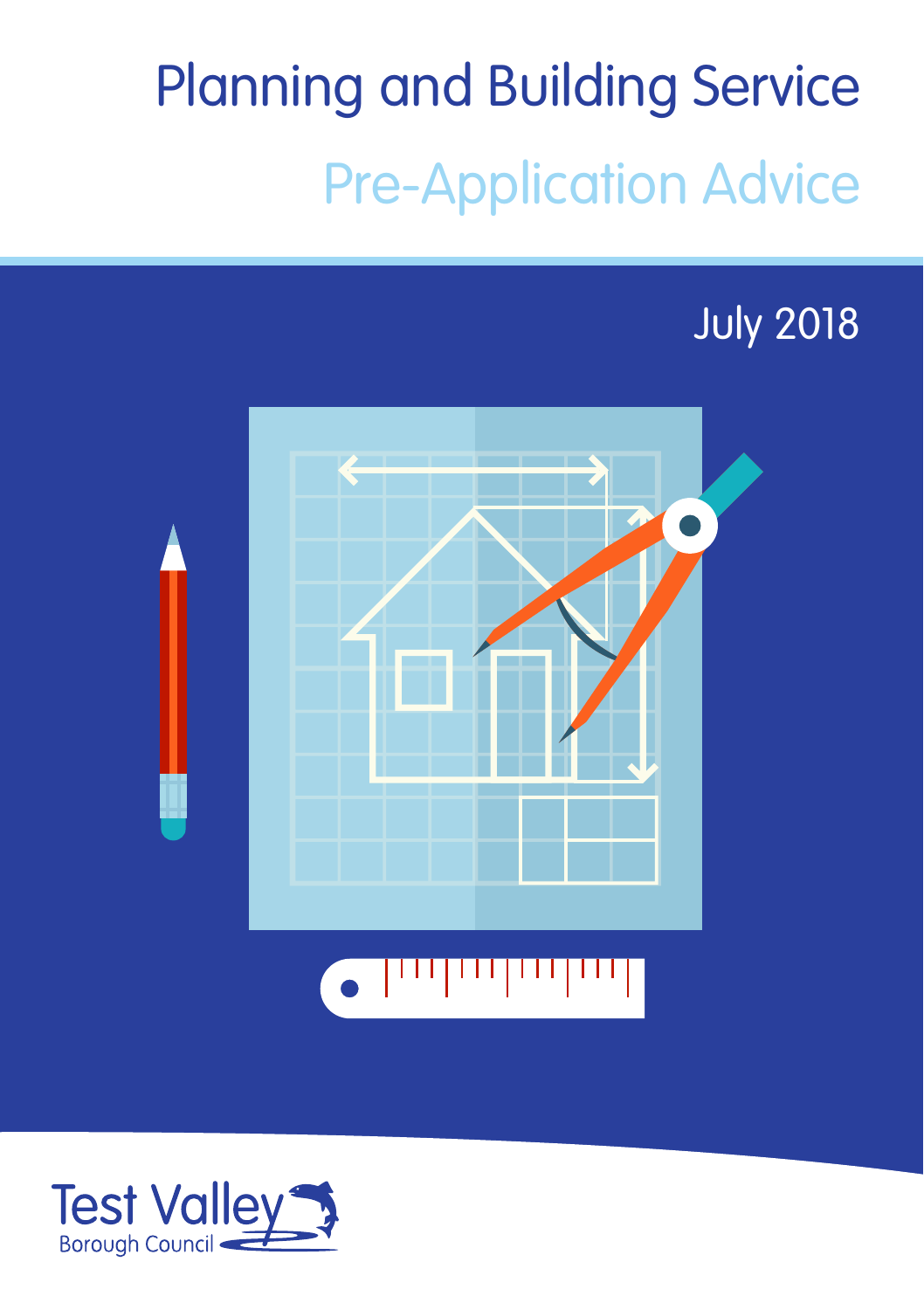# Planning and Building Service

## Pre-Application Advice

July 2018

Test Valley Borough Council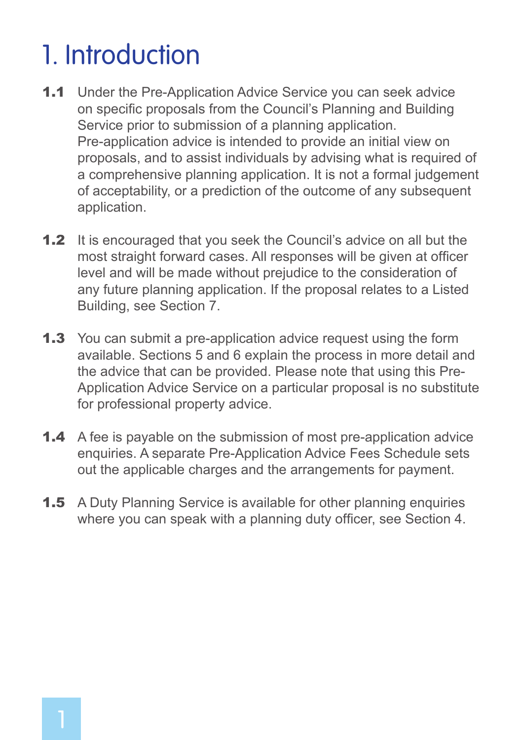# 1. Introduction

**1.1** Under the Pre-Application Advice Service you can seek advice on specific proposals from the Council's Planning and Building Service prior to submission of a planning application. Pre-application advice is intended to provide an initial view on proposals, and to assist individuals by advising what is required of a comprehensive planning application. It is not a formal judgement of acceptability, or a prediction of the outcome of any subsequent application.

**1.2** It is encouraged that you seek the Council's advice on all but the most straight forward cases. All responses will be given at officer level and will be made without prejudice to the consideration of any future planning application. If the proposal relates to a Listed Building, see Section 7.

**1.3** You can submit a pre-application advice request using the form available. Sections 5 and 6 explain the process in more detail and the advice that can be provided. Please note that using this Pre-Application Advice Service on a particular proposal is no substitute for professional property advice.

**1.4** A fee is payable on the submission of most pre-application advice enquiries. A separate Pre-Application Advice Fees Schedule sets out the applicable charges and the arrangements for payment.

**1.5** A Duty Planning Service is available for other planning enquiries where you can speak with a planning duty officer, see Section 4.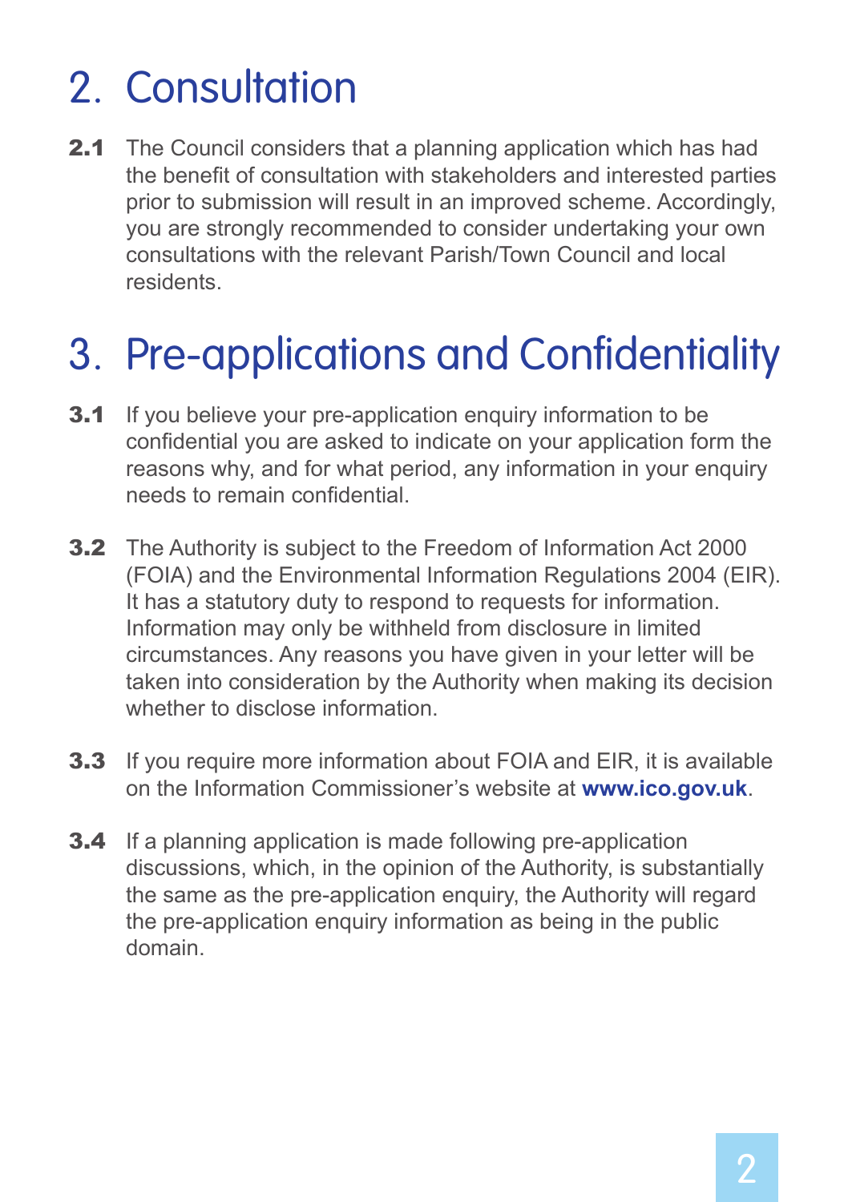## 2. Consultation

**2.1** The Council considers that a planning application which has had the benefit of consultation with stakeholders and interested parties prior to submission will result in an improved scheme. Accordingly, you are strongly recommended to consider undertaking your own consultations with the relevant Parish/Town Council and local residents.

## 3. Pre-applications and Confidentiality

**3.1** If you believe your pre-application enquiry information to be confidential you are asked to indicate on your application form the reasons why, and for what period, any information in your enquiry needs to remain confidential.

**3.2** The Authority is subject to the Freedom of Information Act 2000 (FOIA) and the Environmental Information Regulations 2004 (EIR). It has a statutory duty to respond to requests for information. Information may only be withheld from disclosure in limited circumstances. Any reasons you have given in your letter will be taken into consideration by the Authority when making its decision whether to disclose information.

**3.3** If you require more information about FOIA and EIR, it is available on the Information Commissioner's website at **www.ico.gov.uk**.

**3.4** If a planning application is made following pre-application discussions, which, in the opinion of the Authority, is substantially the same as the pre-application enquiry, the Authority will regard the pre-application enquiry information as being in the public domain.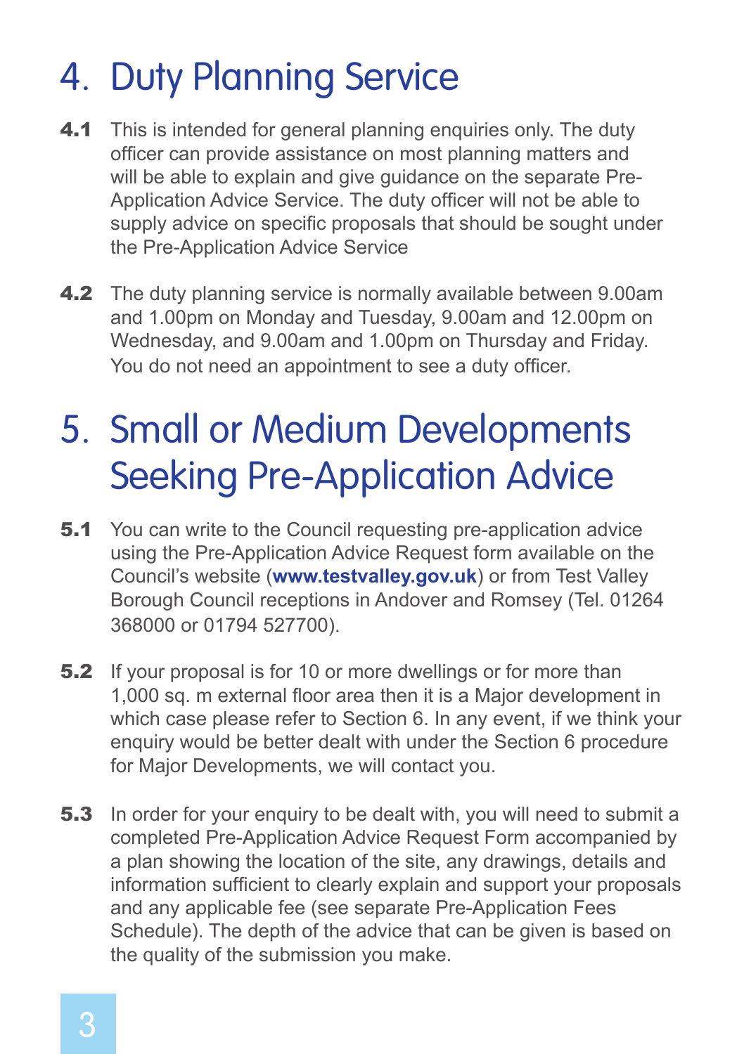# 4. Duty Planning Service

**4.1** This is intended for general planning enquiries only. The duty officer can provide assistance on most planning matters and will be able to explain and give guidance on the separate Pre-Application Advice Service. The duty officer will not be able to supply advice on specific proposals that should be sought under the Pre-Application Advice Service

**4.2** The duty planning service is normally available between 9.00am and 1.00pm on Monday and Tuesday, 9.00am and 12.00pm on Wednesday, and 9.00am and 1.00pm on Thursday and Friday. You do not need an appointment to see a duty officer.

# 5. Small or Medium Developments Seeking Pre-Application Advice

**5.1** You can write to the Council requesting pre-application advice using the Pre-Application Advice Request form available on the Council's website (**www.testvalley.gov.uk**) or from Test Valley Borough Council receptions in Andover and Romsey (Tel. 01264 368000 or 01794 527700).

**5.2** If your proposal is for 10 or more dwellings or for more than 1,000 sq. m external floor area then it is a Major development in which case please refer to Section 6. In any event, if we think your enquiry would be better dealt with under the Section 6 procedure for Major Developments, we will contact you.

**5.3** In order for your enquiry to be dealt with, you will need to submit a completed Pre-Application Advice Request Form accompanied by a plan showing the location of the site, any drawings, details and information sufficient to clearly explain and support your proposals and any applicable fee (see separate Pre-Application Fees Schedule). The depth of the advice that can be given is based on the quality of the submission you make.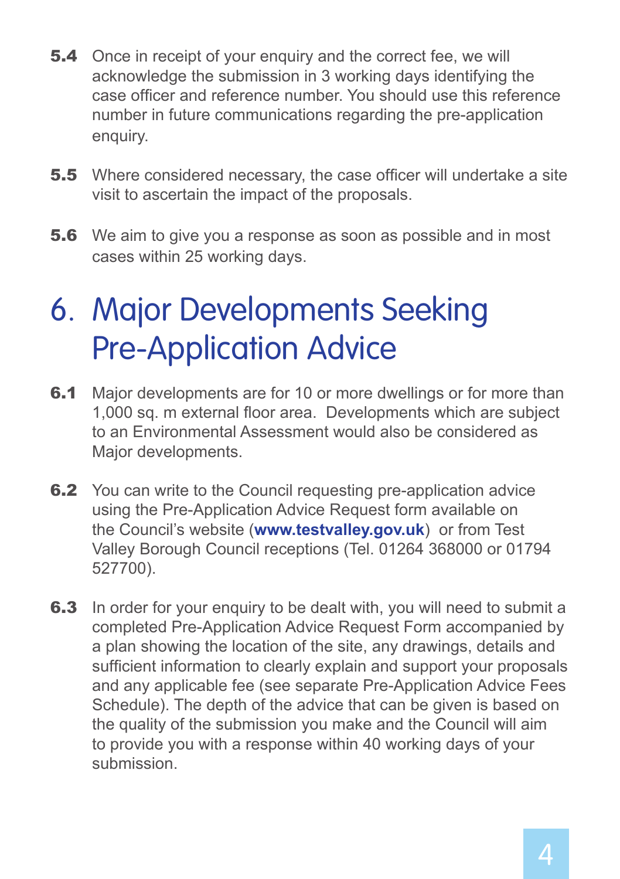**5.4** Once in receipt of your enquiry and the correct fee, we will acknowledge the submission in 3 working days identifying the case officer and reference number. You should use this reference number in future communications regarding the pre-application enquiry.

**5.5** Where considered necessary, the case officer will undertake a site visit to ascertain the impact of the proposals.

**5.6** We aim to give you a response as soon as possible and in most cases within 25 working days.

# 6. Major Developments Seeking Pre-Application Advice

**6.1** Major developments are for 10 or more dwellings or for more than 1,000 sq. m external floor area. Developments which are subject to an Environmental Assessment would also be considered as Major developments.

**6.2** You can write to the Council requesting pre-application advice using the Pre-Application Advice Request form available on the Council's website (**www.testvalley.gov.uk**) or from Test Valley Borough Council receptions (Tel. 01264 368000 or 01794 527700).

**6.3** In order for your enquiry to be dealt with, you will need to submit a completed Pre-Application Advice Request Form accompanied by a plan showing the location of the site, any drawings, details and sufficient information to clearly explain and support your proposals and any applicable fee (see separate Pre-Application Advice Fees Schedule). The depth of the advice that can be given is based on the quality of the submission you make and the Council will aim to provide you with a response within 40 working days of your submission.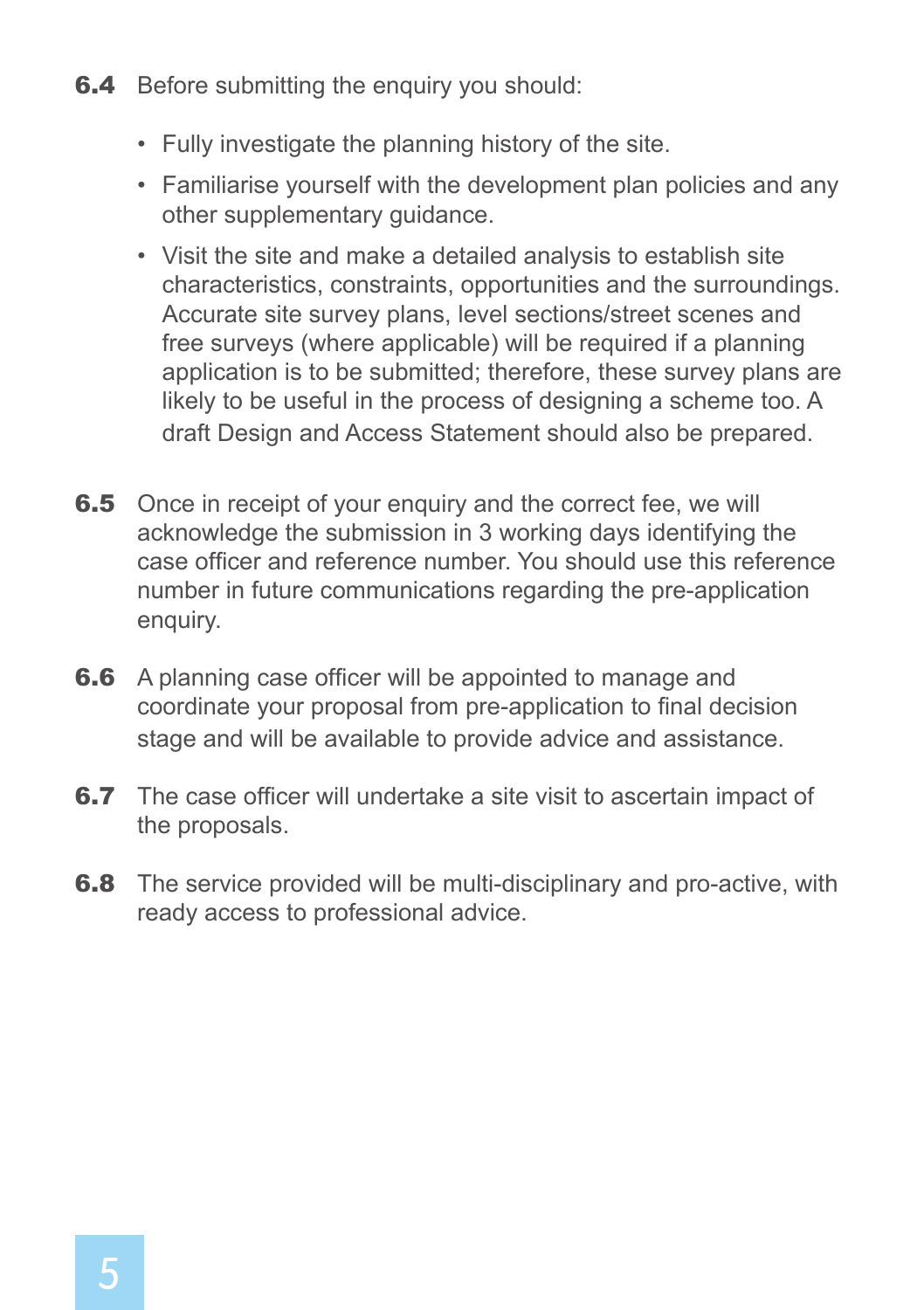**6.4** Before submitting the enquiry you should:

- Fully investigate the planning history of the site.
- Familiarise yourself with the development plan policies and any other supplementary guidance.
- Visit the site and make a detailed analysis to establish site characteristics, constraints, opportunities and the surroundings. Accurate site survey plans, level sections/street scenes and free surveys (where applicable) will be required if a planning application is to be submitted; therefore, these survey plans are likely to be useful in the process of designing a scheme too. A draft Design and Access Statement should also be prepared.

**6.5** Once in receipt of your enquiry and the correct fee, we will acknowledge the submission in 3 working days identifying the case officer and reference number. You should use this reference number in future communications regarding the pre-application enquiry.

**6.6** A planning case officer will be appointed to manage and coordinate your proposal from pre-application to final decision stage and will be available to provide advice and assistance.

**6.7** The case officer will undertake a site visit to ascertain impact of the proposals.

**6.8** The service provided will be multi-disciplinary and pro-active, with ready access to professional advice.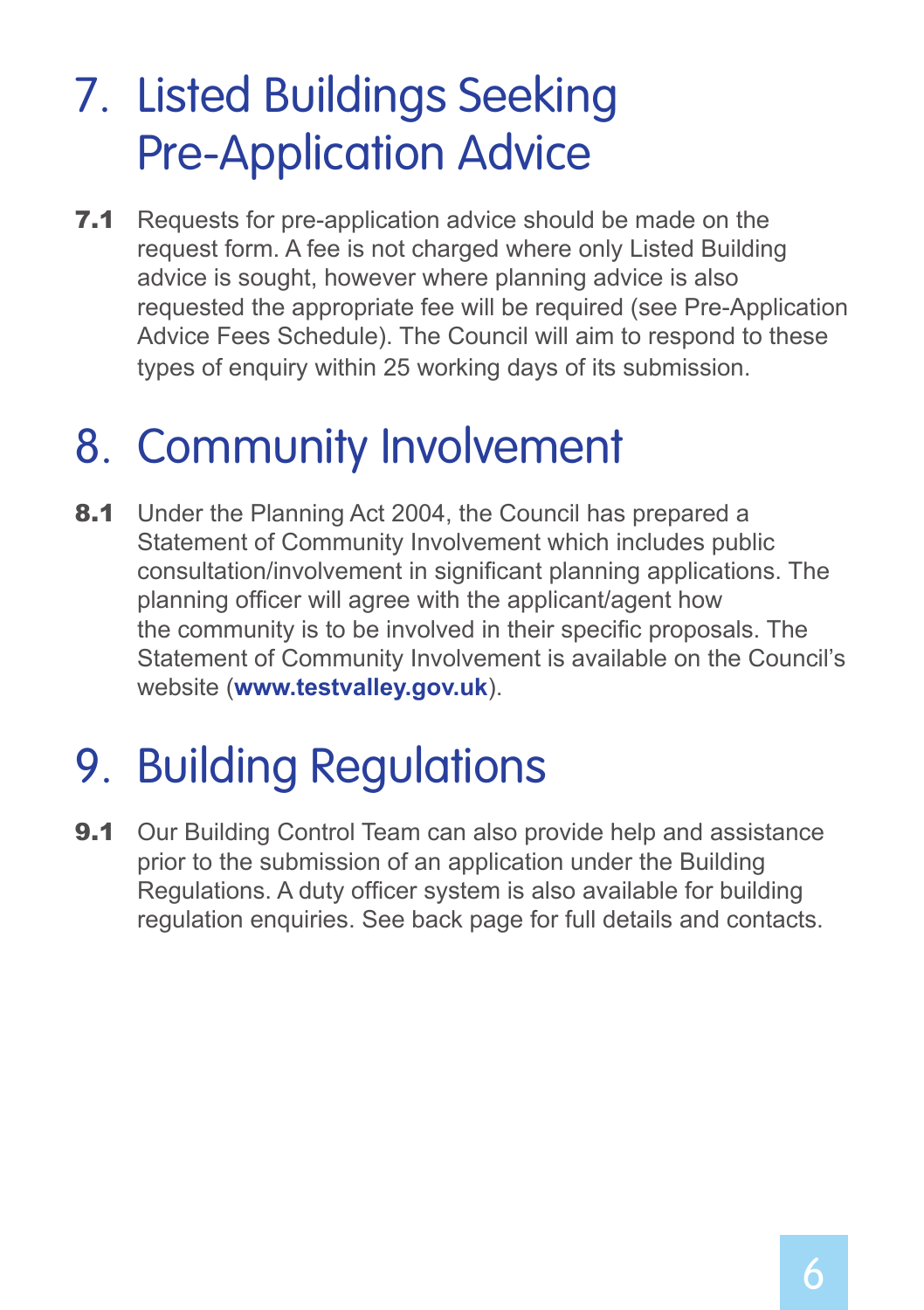# 7. Listed Buildings Seeking Pre-Application Advice

**7.1** Requests for pre-application advice should be made on the request form. A fee is not charged where only Listed Building advice is sought, however where planning advice is also requested the appropriate fee will be required (see Pre-Application Advice Fees Schedule). The Council will aim to respond to these types of enquiry within 25 working days of its submission.

# 8. Community Involvement

**8.1** Under the Planning Act 2004, the Council has prepared a Statement of Community Involvement which includes public consultation/involvement in significant planning applications. The planning officer will agree with the applicant/agent how the community is to be involved in their specific proposals. The Statement of Community Involvement is available on the Council's website (**www.testvalley.gov.uk**).

# 9. Building Regulations

**9.1** Our Building Control Team can also provide help and assistance prior to the submission of an application under the Building Regulations. A duty officer system is also available for building regulation enquiries. See back page for full details and contacts.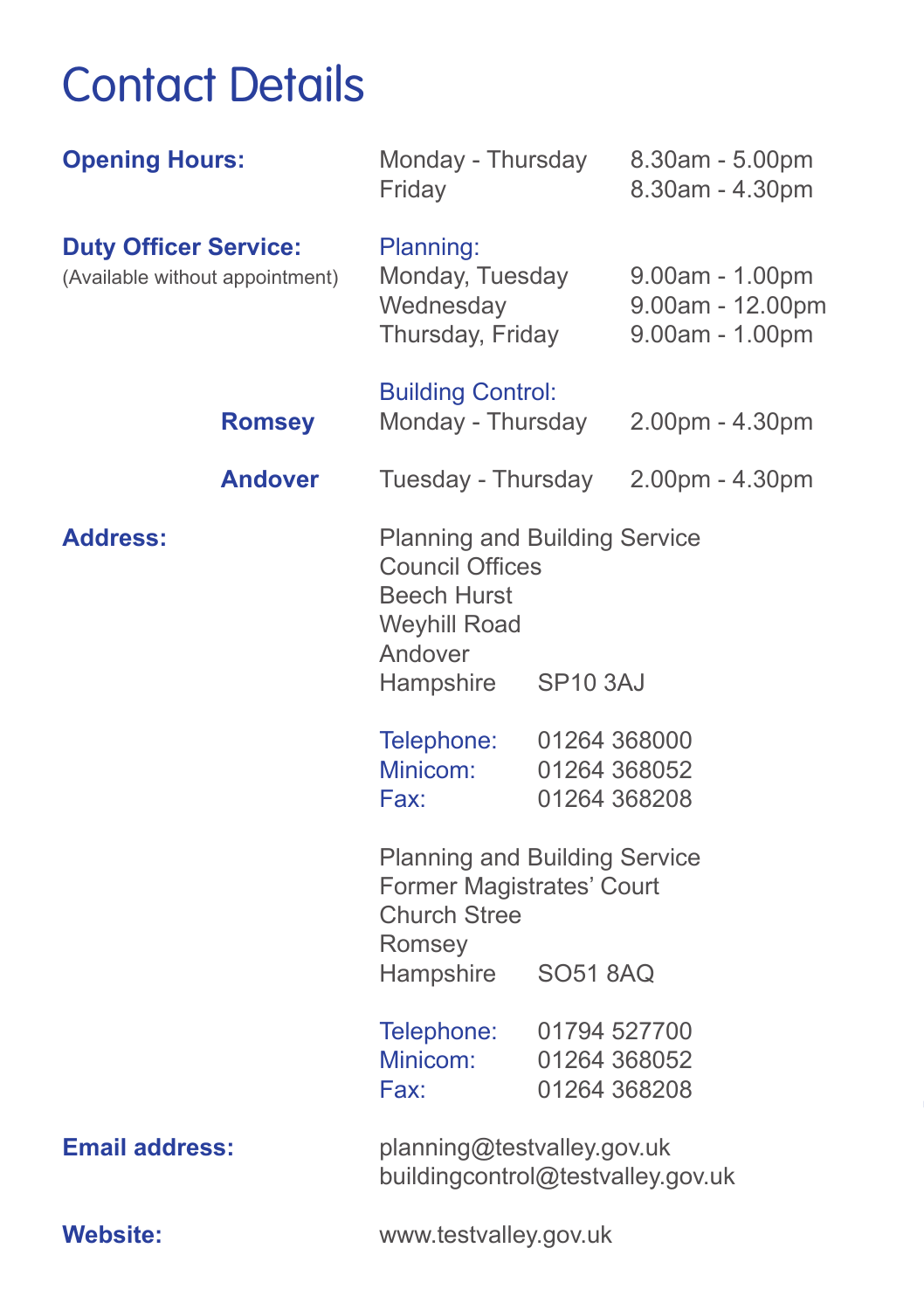# Contact Details

| | | |
|---|---|---|
| **Opening Hours:** | Monday - Thursday | 8.30am - 5.00pm |
| | Friday | 8.30am - 4.30pm |
| **Duty Officer Service:** (Available without appointment) | Planning: | |
| | Monday, Tuesday | 9.00am - 1.00pm |
| | Wednesday | 9.00am - 12.00pm |
| | Thursday, Friday | 9.00am - 1.00pm |
| | Building Control: | |
| **Romsey** | Monday - Thursday | 2.00pm - 4.30pm |
| **Andover** | Tuesday - Thursday | 2.00pm - 4.30pm |

**Address:**

Planning and Building Service
Council Offices
Beech Hurst
Weyhill Road
Andover
Hampshire SP10 3AJ

Telephone: 01264 368000
Minicom: 01264 368052
Fax: 01264 368208

Planning and Building Service
Former Magistrates' Court
Church Stree
Romsey
Hampshire SO51 8AQ

Telephone: 01794 527700
Minicom: 01264 368052
Fax: 01264 368208

**Email address:**

planning@testvalley.gov.uk
buildingcontrol@testvalley.gov.uk

**Website:**

www.testvalley.gov.uk